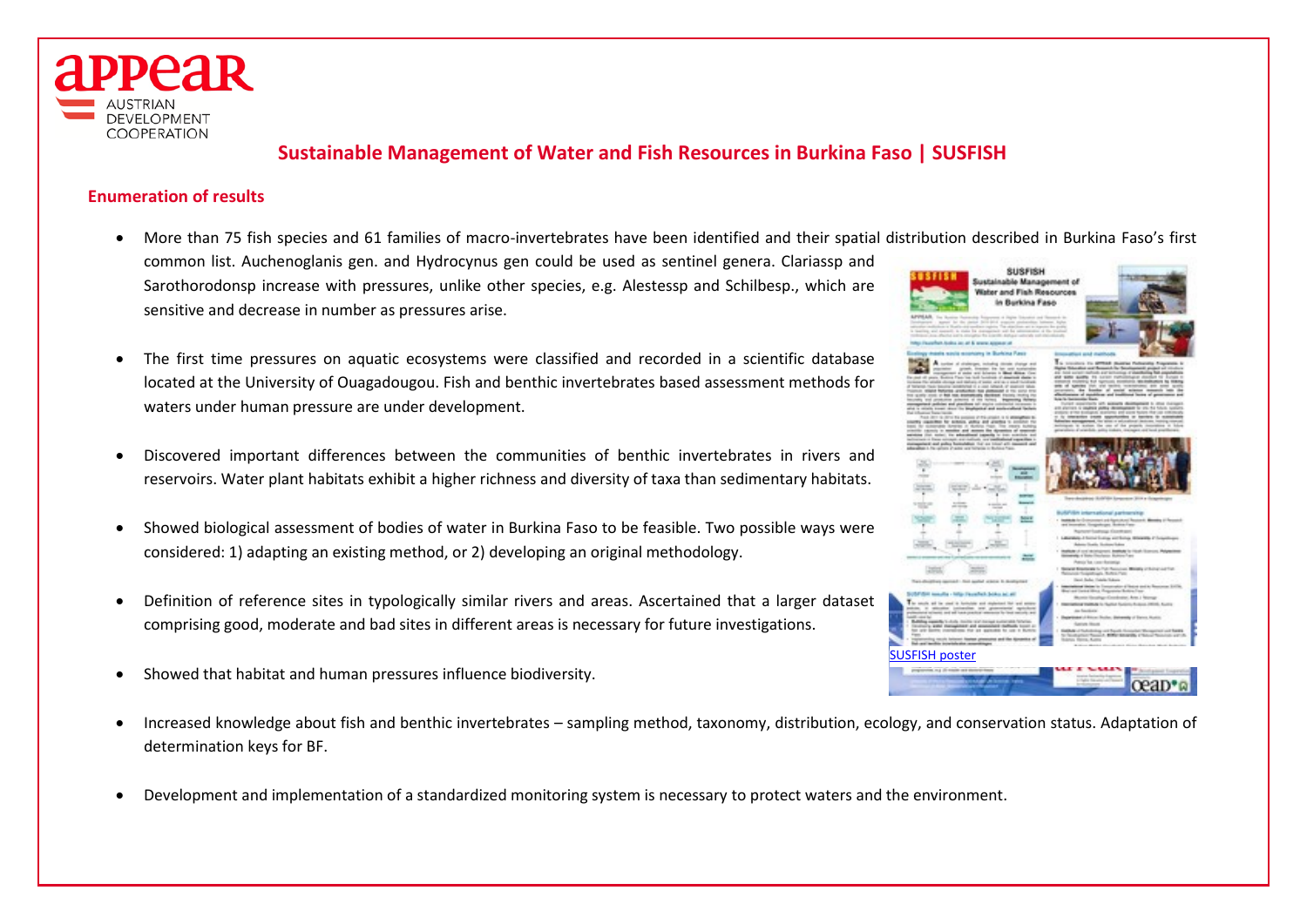# Sustainable Management of Water and Fish Resources in Burkina Faso | SUSFISH

## Enumeration of results

- More than 75 fish species and 61 families of macro-invertebrates have been identified and their spatial distribution described in Burkina Faso's first common list. Auchenoglanis gen. and Hydrocynus gen could be used as sentinel genera. Clariassp and Sarothorodonsp increase with pressures, unlike other species, e.g. Alestessp and Schilbesp., which are sensitive and decrease in number as pressures arise.

- The first time pressures on aquatic ecosystems were classified and recorded in a scientific database located at the University of Ouagadougou. Fish and benthic invertebrates based assessment methods for waters under human pressure are under development.

- Discovered important differences between the communities of benthic invertebrates in rivers and reservoirs. Water plant habitats exhibit a higher richness and diversity of taxa than sedimentary habitats.

- Showed biological assessment of bodies of water in Burkina Faso to be feasible. Two possible ways were considered: 1) adapting an existing method, or 2) developing an original methodology.

- Definition of reference sites in typologically similar rivers and areas. Ascertained that a larger dataset comprising good, moderate and bad sites in different areas is necessary for future investigations.

- Showed that habitat and human pressures influence biodiversity.

- Increased knowledge about fish and benthic invertebrates – sampling method, taxonomy, distribution, ecology, and conservation status. Adaptation of determination keys for BF.

- Development and implementation of a standardized monitoring system is necessary to protect waters and the environment.

SUSFISH poster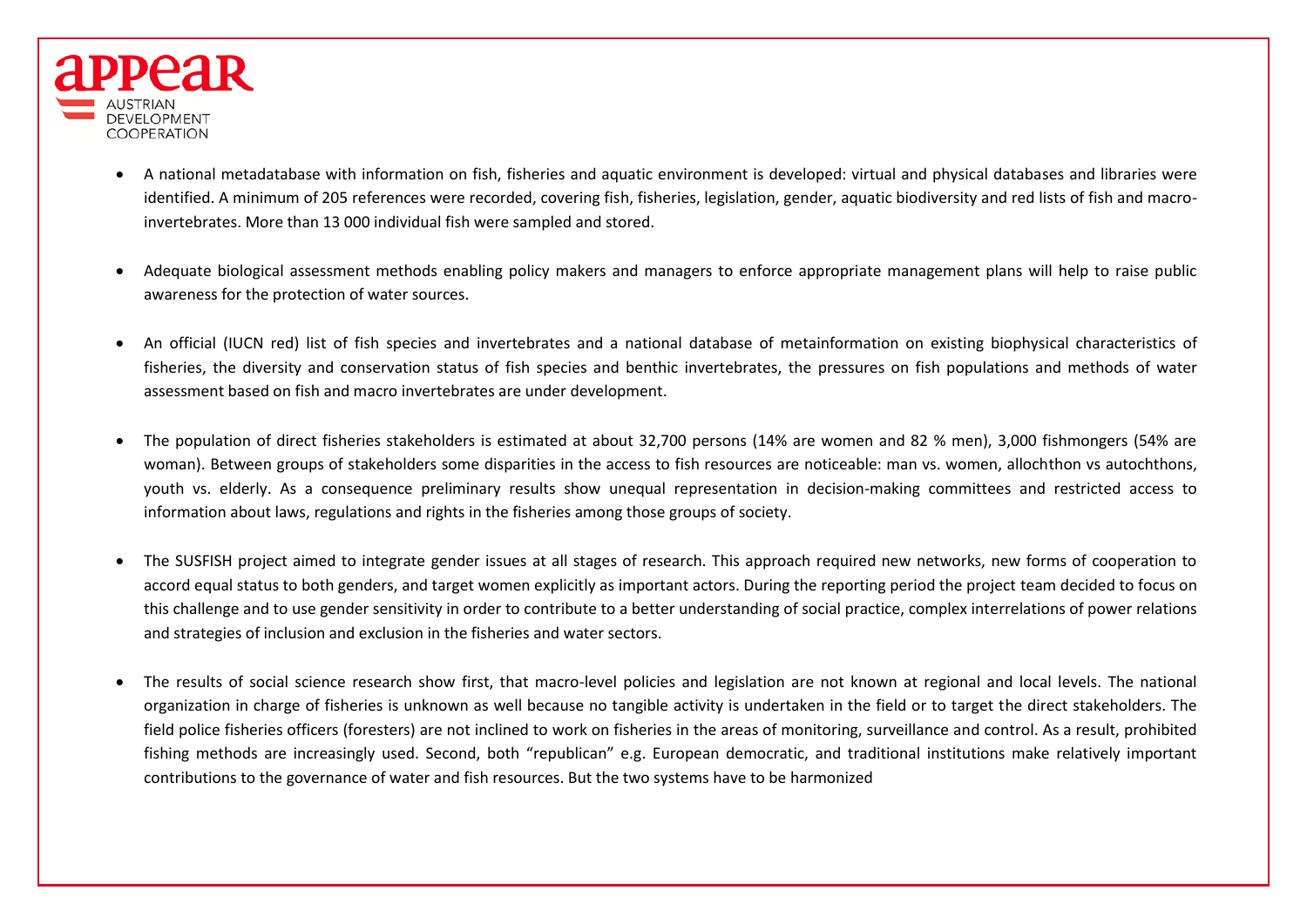- A national metadatabase with information on fish, fisheries and aquatic environment is developed: virtual and physical databases and libraries were identified. A minimum of 205 references were recorded, covering fish, fisheries, legislation, gender, aquatic biodiversity and red lists of fish and macro-invertebrates. More than 13 000 individual fish were sampled and stored.

- Adequate biological assessment methods enabling policy makers and managers to enforce appropriate management plans will help to raise public awareness for the protection of water sources.

- An official (IUCN red) list of fish species and invertebrates and a national database of metainformation on existing biophysical characteristics of fisheries, the diversity and conservation status of fish species and benthic invertebrates, the pressures on fish populations and methods of water assessment based on fish and macro invertebrates are under development.

- The population of direct fisheries stakeholders is estimated at about 32,700 persons (14% are women and 82 % men), 3,000 fishmongers (54% are woman). Between groups of stakeholders some disparities in the access to fish resources are noticeable: man vs. women, allochthon vs autochthons, youth vs. elderly. As a consequence preliminary results show unequal representation in decision-making committees and restricted access to information about laws, regulations and rights in the fisheries among those groups of society.

- The SUSFISH project aimed to integrate gender issues at all stages of research. This approach required new networks, new forms of cooperation to accord equal status to both genders, and target women explicitly as important actors. During the reporting period the project team decided to focus on this challenge and to use gender sensitivity in order to contribute to a better understanding of social practice, complex interrelations of power relations and strategies of inclusion and exclusion in the fisheries and water sectors.

- The results of social science research show first, that macro-level policies and legislation are not known at regional and local levels. The national organization in charge of fisheries is unknown as well because no tangible activity is undertaken in the field or to target the direct stakeholders. The field police fisheries officers (foresters) are not inclined to work on fisheries in the areas of monitoring, surveillance and control. As a result, prohibited fishing methods are increasingly used. Second, both "republican" e.g. European democratic, and traditional institutions make relatively important contributions to the governance of water and fish resources. But the two systems have to be harmonized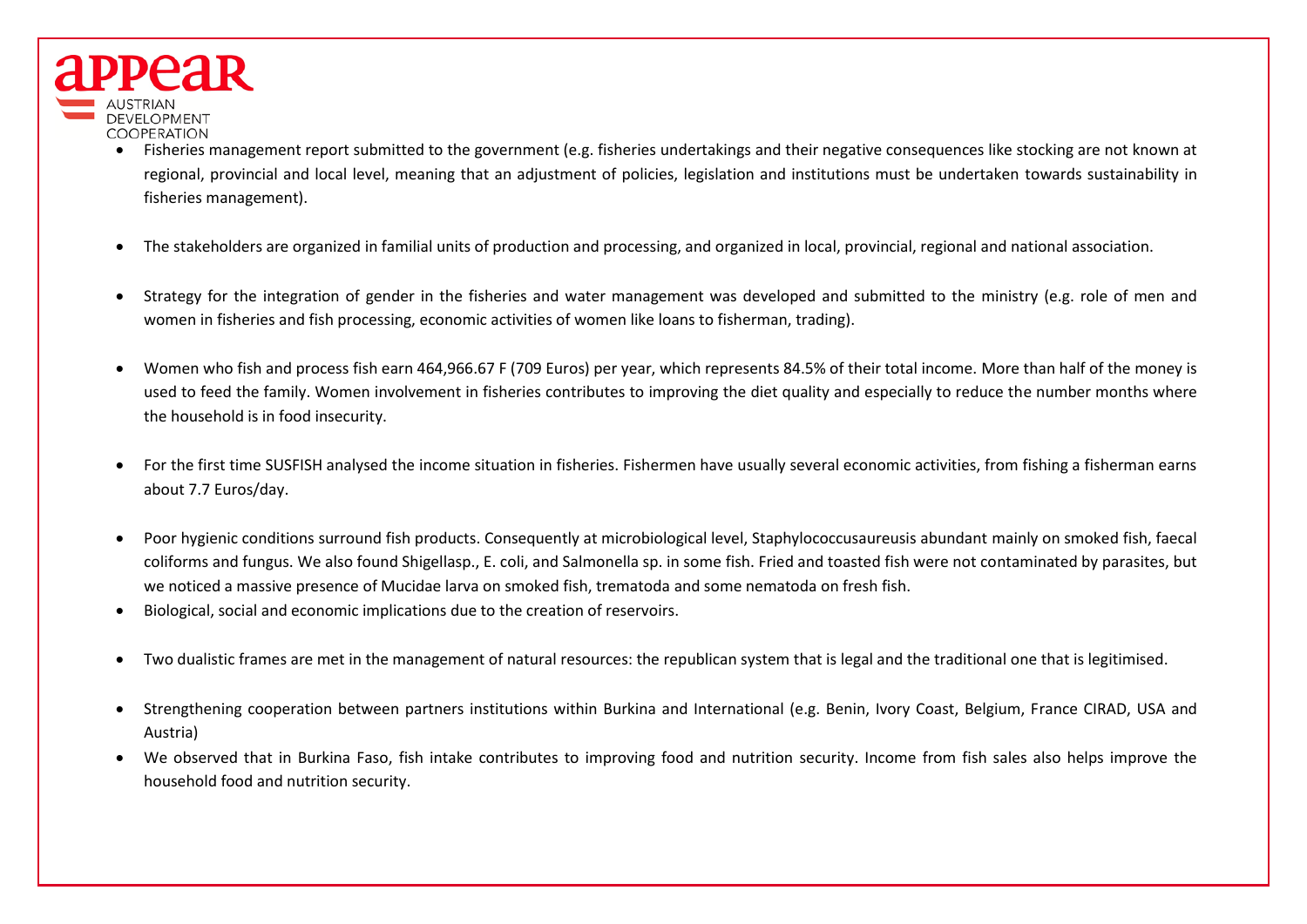- Fisheries management report submitted to the government (e.g. fisheries undertakings and their negative consequences like stocking are not known at regional, provincial and local level, meaning that an adjustment of policies, legislation and institutions must be undertaken towards sustainability in fisheries management).

- The stakeholders are organized in familial units of production and processing, and organized in local, provincial, regional and national association.

- Strategy for the integration of gender in the fisheries and water management was developed and submitted to the ministry (e.g. role of men and women in fisheries and fish processing, economic activities of women like loans to fisherman, trading).

- Women who fish and process fish earn 464,966.67 F (709 Euros) per year, which represents 84.5% of their total income. More than half of the money is used to feed the family. Women involvement in fisheries contributes to improving the diet quality and especially to reduce the number months where the household is in food insecurity.

- For the first time SUSFISH analysed the income situation in fisheries. Fishermen have usually several economic activities, from fishing a fisherman earns about 7.7 Euros/day.

- Poor hygienic conditions surround fish products. Consequently at microbiological level, Staphylococcusaureusis abundant mainly on smoked fish, faecal coliforms and fungus. We also found Shigellasp., E. coli, and Salmonella sp. in some fish. Fried and toasted fish were not contaminated by parasites, but we noticed a massive presence of Mucidae larva on smoked fish, trematoda and some nematoda on fresh fish.
- Biological, social and economic implications due to the creation of reservoirs.

- Two dualistic frames are met in the management of natural resources: the republican system that is legal and the traditional one that is legitimised.

- Strengthening cooperation between partners institutions within Burkina and International (e.g. Benin, Ivory Coast, Belgium, France CIRAD, USA and Austria)
- We observed that in Burkina Faso, fish intake contributes to improving food and nutrition security. Income from fish sales also helps improve the household food and nutrition security.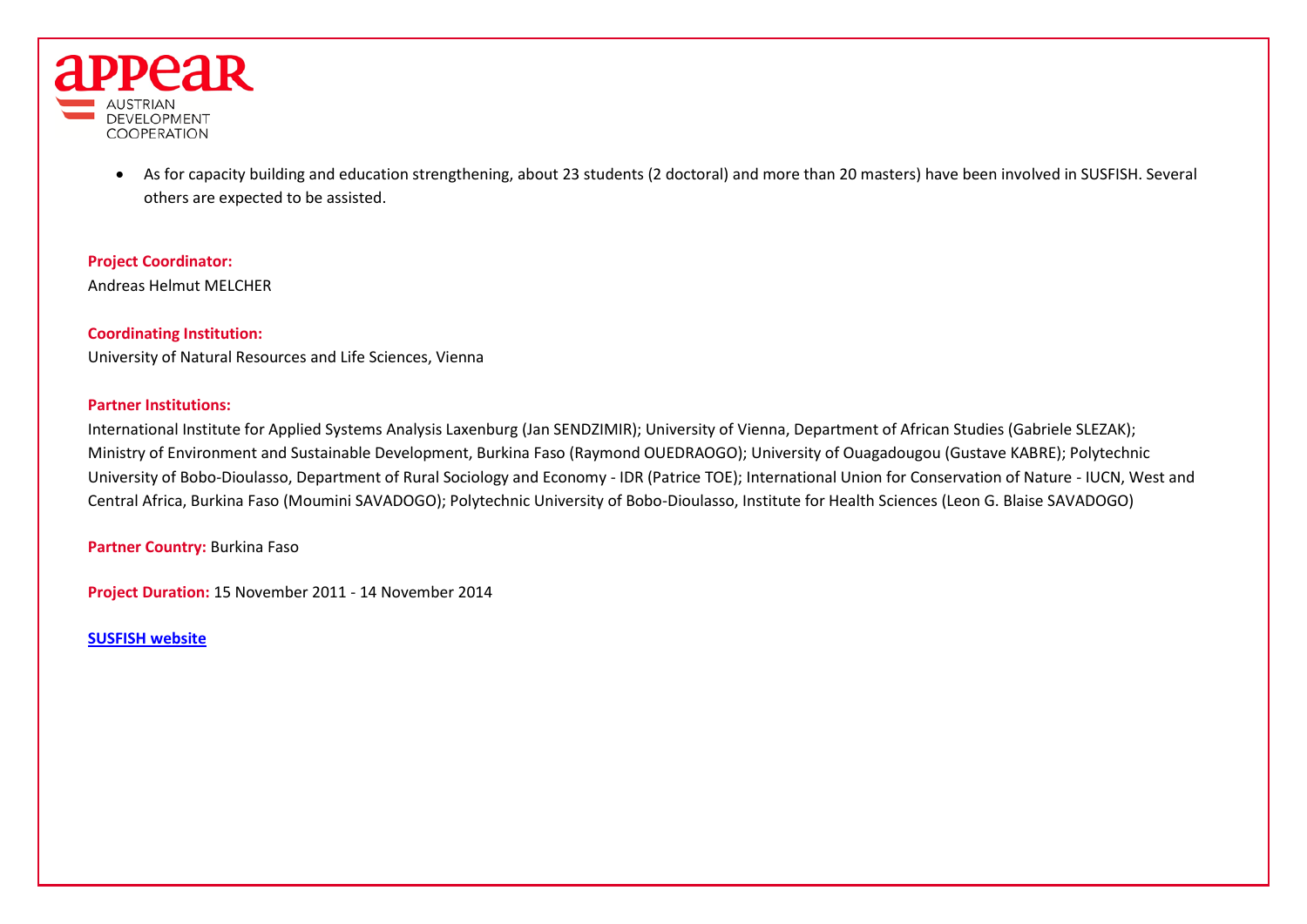- As for capacity building and education strengthening, about 23 students (2 doctoral) and more than 20 masters) have been involved in SUSFISH. Several others are expected to be assisted.

**Project Coordinator:**
Andreas Helmut MELCHER

**Coordinating Institution:**
University of Natural Resources and Life Sciences, Vienna

**Partner Institutions:**
International Institute for Applied Systems Analysis Laxenburg (Jan SENDZIMIR); University of Vienna, Department of African Studies (Gabriele SLEZAK); Ministry of Environment and Sustainable Development, Burkina Faso (Raymond OUEDRAOGO); University of Ouagadougou (Gustave KABRE); Polytechnic University of Bobo-Dioulasso, Department of Rural Sociology and Economy - IDR (Patrice TOE); International Union for Conservation of Nature - IUCN, West and Central Africa, Burkina Faso (Moumini SAVADOGO); Polytechnic University of Bobo-Dioulasso, Institute for Health Sciences (Leon G. Blaise SAVADOGO)

**Partner Country:** Burkina Faso

**Project Duration:** 15 November 2011 - 14 November 2014

**SUSFISH website**